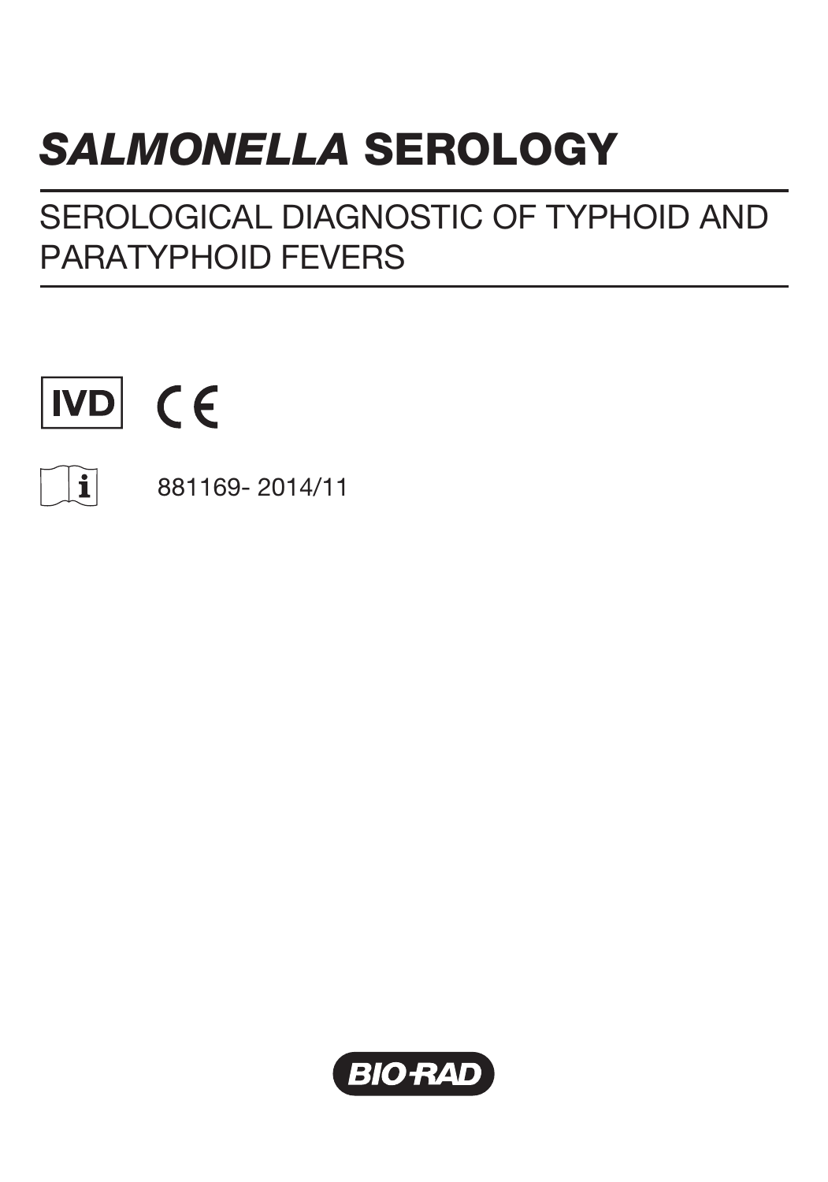# *SALMONELLA* SEROLOGY

## SEROLOGICAL DIAGNOSTIC OF TYPHOID AND PARATYPHOID FEVERS

IVD CE

881169- 2014/11

BIO-RAD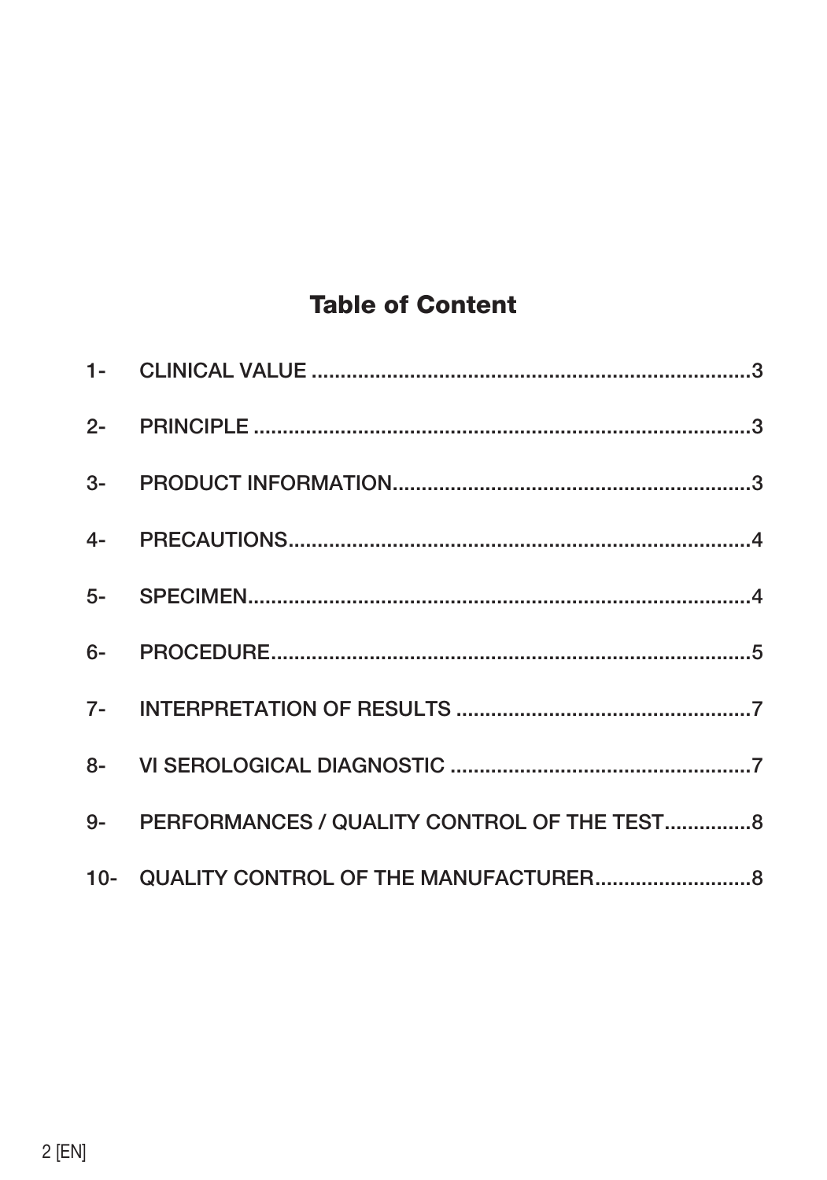## Table of Content

1- CLINICAL VALUE ....................................................................................3

2- PRINCIPLE ..............................................................................................3

3- PRODUCT INFORMATION.....................................................................3

4- PRECAUTIONS.......................................................................................4

5- SPECIMEN...............................................................................................4

6- PROCEDURE..........................................................................................5

7- INTERPRETATION OF RESULTS ..........................................................7

8- VI SEROLOGICAL DIAGNOSTIC ...........................................................7

9- PERFORMANCES / QUALITY CONTROL OF THE TEST...............8

10- QUALITY CONTROL OF THE MANUFACTURER..........................8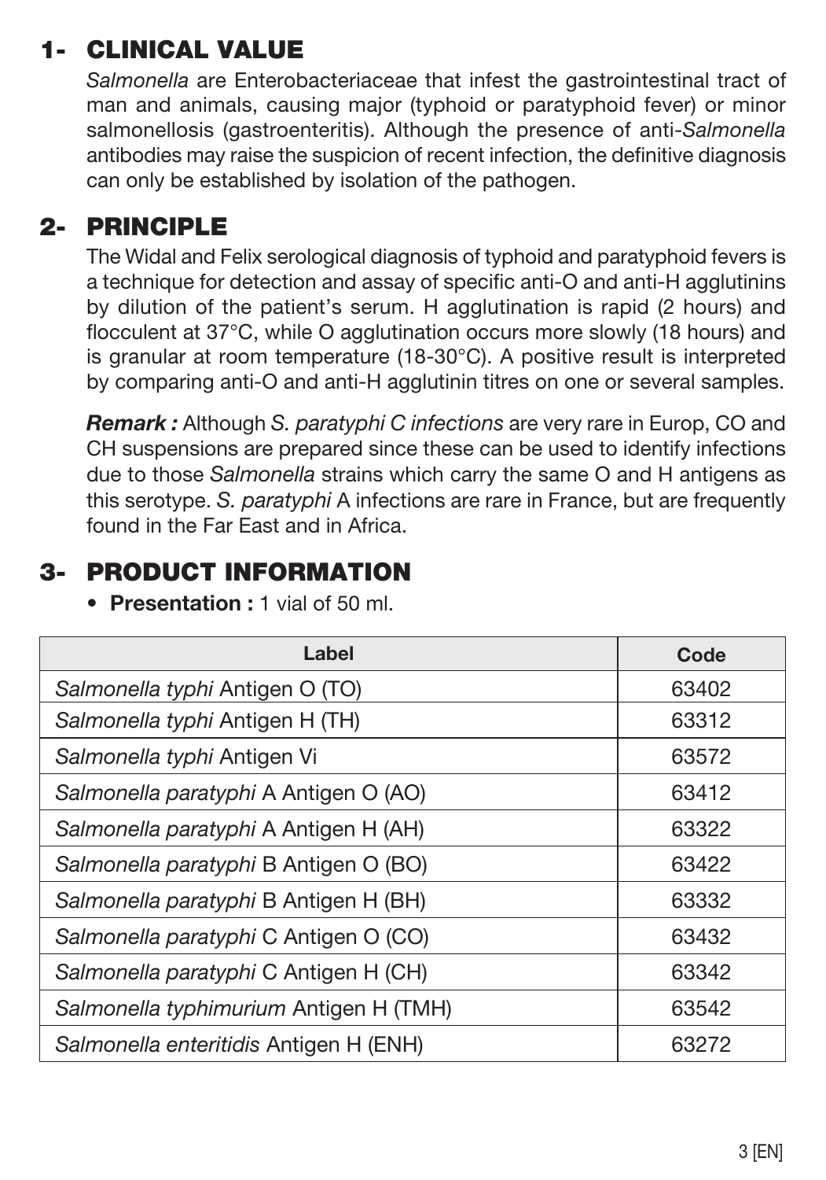## 1- CLINICAL VALUE

*Salmonella* are Enterobacteriaceae that infest the gastrointestinal tract of man and animals, causing major (typhoid or paratyphoid fever) or minor salmonellosis (gastroenteritis). Although the presence of anti-*Salmonella* antibodies may raise the suspicion of recent infection, the definitive diagnosis can only be established by isolation of the pathogen.

## 2- PRINCIPLE

The Widal and Felix serological diagnosis of typhoid and paratyphoid fevers is a technique for detection and assay of specific anti-O and anti-H agglutinins by dilution of the patient's serum. H agglutination is rapid (2 hours) and flocculent at 37°C, while O agglutination occurs more slowly (18 hours) and is granular at room temperature (18-30°C). A positive result is interpreted by comparing anti-O and anti-H agglutinin titres on one or several samples.

***Remark :*** Although *S. paratyphi C infections* are very rare in Europ, CO and CH suspensions are prepared since these can be used to identify infections due to those *Salmonella* strains which carry the same O and H antigens as this serotype. *S. paratyphi* A infections are rare in France, but are frequently found in the Far East and in Africa.

## 3- PRODUCT INFORMATION

- **Presentation :** 1 vial of 50 ml.

| Label | Code |
|---|---|
| *Salmonella typhi* Antigen O (TO) | 63402 |
| *Salmonella typhi* Antigen H (TH) | 63312 |
| *Salmonella typhi* Antigen Vi | 63572 |
| *Salmonella paratyphi* A Antigen O (AO) | 63412 |
| *Salmonella paratyphi* A Antigen H (AH) | 63322 |
| *Salmonella paratyphi* B Antigen O (BO) | 63422 |
| *Salmonella paratyphi* B Antigen H (BH) | 63332 |
| *Salmonella paratyphi* C Antigen O (CO) | 63432 |
| *Salmonella paratyphi* C Antigen H (CH) | 63342 |
| *Salmonella typhimurium* Antigen H (TMH) | 63542 |
| *Salmonella enteritidis* Antigen H (ENH) | 63272 |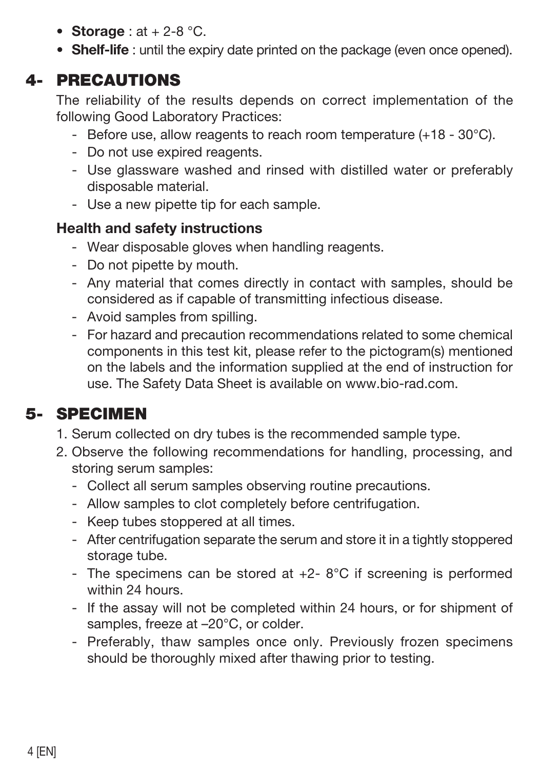- **Storage** : at + 2-8 °C.
- **Shelf-life** : until the expiry date printed on the package (even once opened).

## 4- PRECAUTIONS

The reliability of the results depends on correct implementation of the following Good Laboratory Practices:

- Before use, allow reagents to reach room temperature (+18 - 30°C).
- Do not use expired reagents.
- Use glassware washed and rinsed with distilled water or preferably disposable material.
- Use a new pipette tip for each sample.

### Health and safety instructions

- Wear disposable gloves when handling reagents.
- Do not pipette by mouth.
- Any material that comes directly in contact with samples, should be considered as if capable of transmitting infectious disease.
- Avoid samples from spilling.
- For hazard and precaution recommendations related to some chemical components in this test kit, please refer to the pictogram(s) mentioned on the labels and the information supplied at the end of instruction for use. The Safety Data Sheet is available on www.bio-rad.com.

## 5- SPECIMEN

1. Serum collected on dry tubes is the recommended sample type.
2. Observe the following recommendations for handling, processing, and storing serum samples:
   - Collect all serum samples observing routine precautions.
   - Allow samples to clot completely before centrifugation.
   - Keep tubes stoppered at all times.
   - After centrifugation separate the serum and store it in a tightly stoppered storage tube.
   - The specimens can be stored at +2- 8°C if screening is performed within 24 hours.
   - If the assay will not be completed within 24 hours, or for shipment of samples, freeze at –20°C, or colder.
   - Preferably, thaw samples once only. Previously frozen specimens should be thoroughly mixed after thawing prior to testing.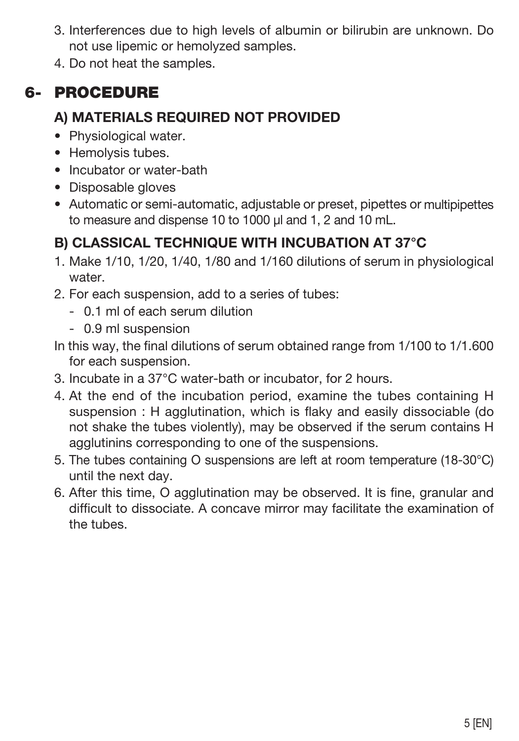3. Interferences due to high levels of albumin or bilirubin are unknown. Do not use lipemic or hemolyzed samples.
4. Do not heat the samples.

# 6- PROCEDURE

## A) MATERIALS REQUIRED NOT PROVIDED

- Physiological water.
- Hemolysis tubes.
- Incubator or water-bath
- Disposable gloves
- Automatic or semi-automatic, adjustable or preset, pipettes or multipipettes to measure and dispense 10 to 1000 µl and 1, 2 and 10 mL.

## B) CLASSICAL TECHNIQUE WITH INCUBATION AT 37°C

1. Make 1/10, 1/20, 1/40, 1/80 and 1/160 dilutions of serum in physiological water.
2. For each suspension, add to a series of tubes:
   - 0.1 ml of each serum dilution
   - 0.9 ml suspension

In this way, the final dilutions of serum obtained range from 1/100 to 1/1.600 for each suspension.

3. Incubate in a 37°C water-bath or incubator, for 2 hours.
4. At the end of the incubation period, examine the tubes containing H suspension : H agglutination, which is flaky and easily dissociable (do not shake the tubes violently), may be observed if the serum contains H agglutinins corresponding to one of the suspensions.
5. The tubes containing O suspensions are left at room temperature (18-30°C) until the next day.
6. After this time, O agglutination may be observed. It is fine, granular and difficult to dissociate. A concave mirror may facilitate the examination of the tubes.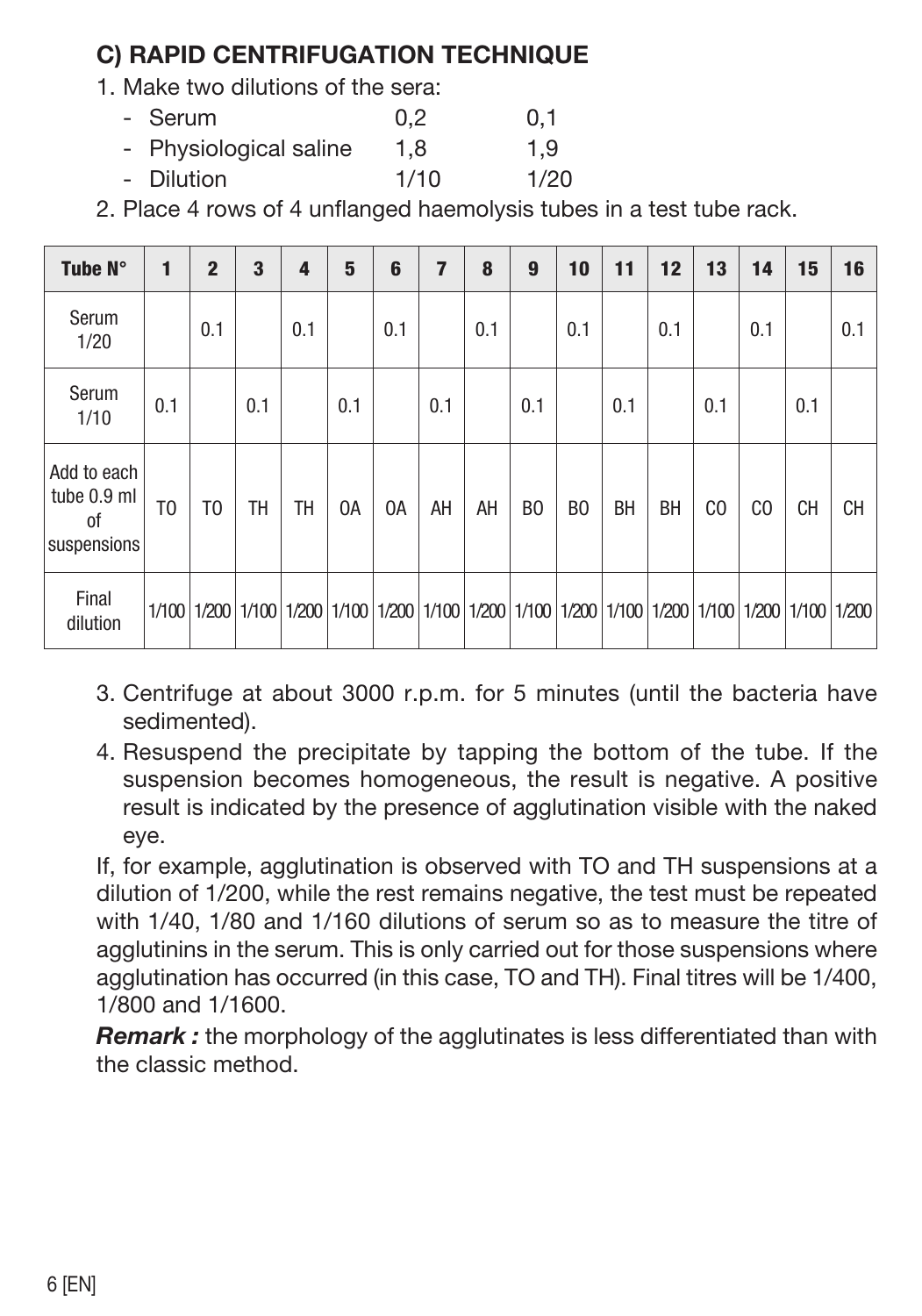## C) RAPID CENTRIFUGATION TECHNIQUE

1. Make two dilutions of the sera:
   - Serum 0,2 0,1
   - Physiological saline 1,8 1,9
   - Dilution 1/10 1/20
2. Place 4 rows of 4 unflanged haemolysis tubes in a test tube rack.

| Tube N° | 1 | 2 | 3 | 4 | 5 | 6 | 7 | 8 | 9 | 10 | 11 | 12 | 13 | 14 | 15 | 16 |
|---|---|---|---|---|---|---|---|---|---|---|---|---|---|---|---|---|
| Serum 1/20 | | 0.1 | | 0.1 | | 0.1 | | 0.1 | | 0.1 | | 0.1 | | 0.1 | | 0.1 |
| Serum 1/10 | 0.1 | | 0.1 | | 0.1 | | 0.1 | | 0.1 | | 0.1 | | 0.1 | | 0.1 | |
| Add to each tube 0.9 ml of suspensions | TO | TO | TH | TH | OA | OA | AH | AH | BO | BO | BH | BH | CO | CO | CH | CH |
| Final dilution | 1/100 | 1/200 | 1/100 | 1/200 | 1/100 | 1/200 | 1/100 | 1/200 | 1/100 | 1/200 | 1/100 | 1/200 | 1/100 | 1/200 | 1/100 | 1/200 |

3. Centrifuge at about 3000 r.p.m. for 5 minutes (until the bacteria have sedimented).
4. Resuspend the precipitate by tapping the bottom of the tube. If the suspension becomes homogeneous, the result is negative. A positive result is indicated by the presence of agglutination visible with the naked eye.

If, for example, agglutination is observed with TO and TH suspensions at a dilution of 1/200, while the rest remains negative, the test must be repeated with 1/40, 1/80 and 1/160 dilutions of serum so as to measure the titre of agglutinins in the serum. This is only carried out for those suspensions where agglutination has occurred (in this case, TO and TH). Final titres will be 1/400, 1/800 and 1/1600.

***Remark :*** the morphology of the agglutinates is less differentiated than with the classic method.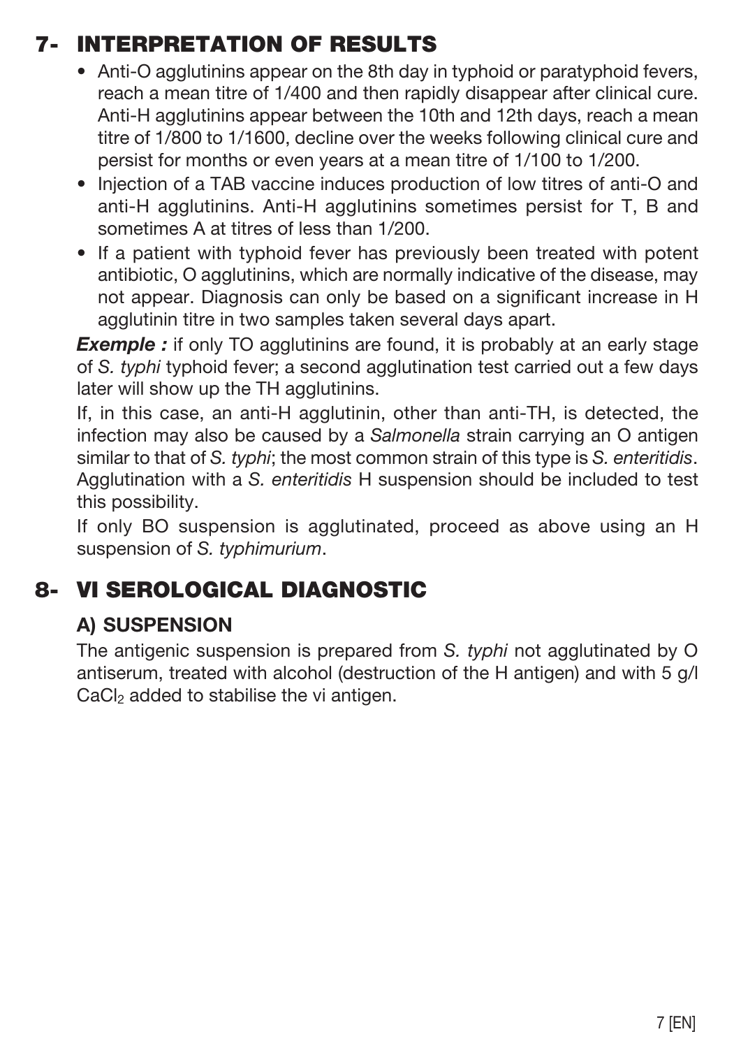## 7- INTERPRETATION OF RESULTS

- Anti-O agglutinins appear on the 8th day in typhoid or paratyphoid fevers, reach a mean titre of 1/400 and then rapidly disappear after clinical cure. Anti-H agglutinins appear between the 10th and 12th days, reach a mean titre of 1/800 to 1/1600, decline over the weeks following clinical cure and persist for months or even years at a mean titre of 1/100 to 1/200.
- Injection of a TAB vaccine induces production of low titres of anti-O and anti-H agglutinins. Anti-H agglutinins sometimes persist for T, B and sometimes A at titres of less than 1/200.
- If a patient with typhoid fever has previously been treated with potent antibiotic, O agglutinins, which are normally indicative of the disease, may not appear. Diagnosis can only be based on a significant increase in H agglutinin titre in two samples taken several days apart.

***Exemple :*** if only TO agglutinins are found, it is probably at an early stage of *S. typhi* typhoid fever; a second agglutination test carried out a few days later will show up the TH agglutinins.

If, in this case, an anti-H agglutinin, other than anti-TH, is detected, the infection may also be caused by a *Salmonella* strain carrying an O antigen similar to that of *S. typhi*; the most common strain of this type is *S. enteritidis*. Agglutination with a *S. enteritidis* H suspension should be included to test this possibility.

If only BO suspension is agglutinated, proceed as above using an H suspension of *S. typhimurium*.

## 8- VI SEROLOGICAL DIAGNOSTIC

### A) SUSPENSION

The antigenic suspension is prepared from *S. typhi* not agglutinated by O antiserum, treated with alcohol (destruction of the H antigen) and with 5 g/l $CaCl_2$ added to stabilise the vi antigen.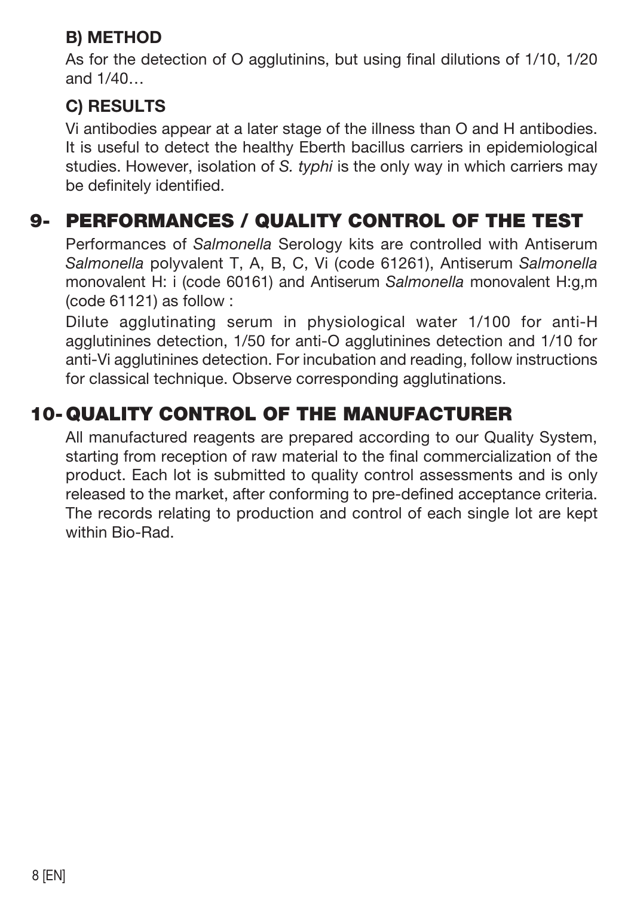### B) METHOD

As for the detection of O agglutinins, but using final dilutions of 1/10, 1/20 and 1/40…

### C) RESULTS

Vi antibodies appear at a later stage of the illness than O and H antibodies. It is useful to detect the healthy Eberth bacillus carriers in epidemiological studies. However, isolation of *S. typhi* is the only way in which carriers may be definitely identified.

## 9- PERFORMANCES / QUALITY CONTROL OF THE TEST

Performances of *Salmonella* Serology kits are controlled with Antiserum *Salmonella* polyvalent T, A, B, C, Vi (code 61261), Antiserum *Salmonella* monovalent H: i (code 60161) and Antiserum *Salmonella* monovalent H:g,m (code 61121) as follow :

Dilute agglutinating serum in physiological water 1/100 for anti-H agglutinines detection, 1/50 for anti-O agglutinines detection and 1/10 for anti-Vi agglutinines detection. For incubation and reading, follow instructions for classical technique. Observe corresponding agglutinations.

## 10- QUALITY CONTROL OF THE MANUFACTURER

All manufactured reagents are prepared according to our Quality System, starting from reception of raw material to the final commercialization of the product. Each lot is submitted to quality control assessments and is only released to the market, after conforming to pre-defined acceptance criteria. The records relating to production and control of each single lot are kept within Bio-Rad.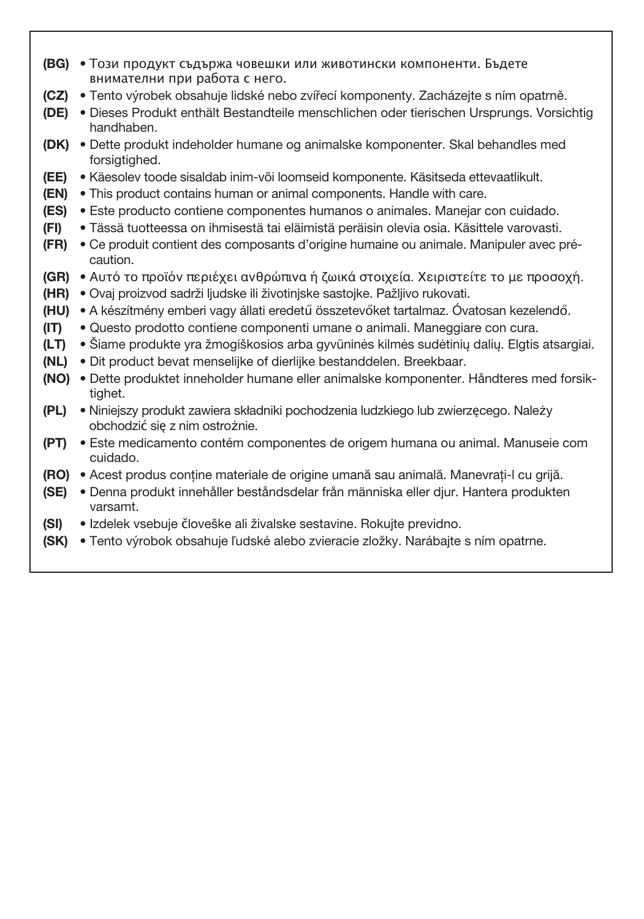**(BG)** • Този продукт съдържа човешки или животински компоненти. Бъдете внимателни при работа с него.

**(CZ)** • Tento výrobek obsahuje lidské nebo zvířecí komponenty. Zacházejte s ním opatrně.

**(DE)** • Dieses Produkt enthält Bestandteile menschlichen oder tierischen Ursprungs. Vorsichtig handhaben.

**(DK)** • Dette produkt indeholder humane og animalske komponenter. Skal behandles med forsigtighed.

**(EE)** • Käesolev toode sisaldab inim-või loomseid komponente. Käsitseda ettevaatlikult.

**(EN)** • This product contains human or animal components. Handle with care.

**(ES)** • Este producto contiene componentes humanos o animales. Manejar con cuidado.

**(FI)** • Tässä tuotteessa on ihmisestä tai eläimistä peräisin olevia osia. Käsittele varovasti.

**(FR)** • Ce produit contient des composants d'origine humaine ou animale. Manipuler avec précaution.

**(GR)** • Αυτό το προϊόν περιέχει ανθρώπινα ή ζωικά στοιχεία. Χειριστείτε το με προσοχή.

**(HR)** • Ovaj proizvod sadrži ljudske ili životinjske sastojke. Pažljivo rukovati.

**(HU)** • A készítmény emberi vagy állati eredetű összetevőket tartalmaz. Óvatosan kezelendő.

**(IT)** • Questo prodotto contiene componenti umane o animali. Maneggiare con cura.

**(LT)** • Šiame produkte yra žmogiškosios arba gyvūninės kilmės sudėtinių dalių. Elgtis atsargiai.

**(NL)** • Dit product bevat menselijke of dierlijke bestanddelen. Breekbaar.

**(NO)** • Dette produktet inneholder humane eller animalske komponenter. Håndteres med forsiktighet.

**(PL)** • Niniejszy produkt zawiera składniki pochodzenia ludzkiego lub zwierzęcego. Należy obchodzić się z nim ostrożnie.

**(PT)** • Este medicamento contém componentes de origem humana ou animal. Manuseie com cuidado.

**(RO)** • Acest produs conține materiale de origine umană sau animală. Manevrați-l cu grijă.

**(SE)** • Denna produkt innehåller beståndsdelar från människa eller djur. Hantera produkten varsamt.

**(SI)** • Izdelek vsebuje človeške ali živalske sestavine. Rokujte previdno.

**(SK)** • Tento výrobok obsahuje ľudské alebo zvieracie zložky. Narábajte s ním opatrne.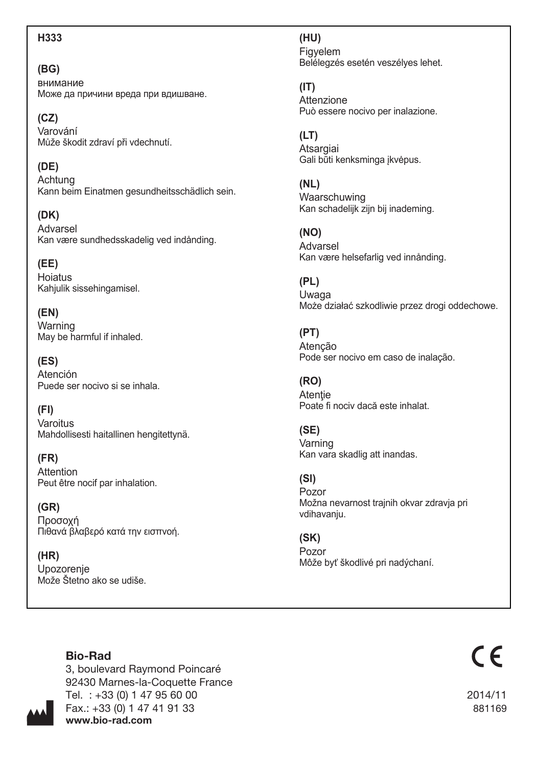**H333**

**(BG)**
внимание
Може да причини вреда при вдишване.

**(CZ)**
Varování
Může škodit zdraví při vdechnutí.

**(DE)**
Achtung
Kann beim Einatmen gesundheitsschädlich sein.

**(DK)**
Advarsel
Kan være sundhedsskadelig ved indånding.

**(EE)**
Hoiatus
Kahjulik sissehingamisel.

**(EN)**
Warning
May be harmful if inhaled.

**(ES)**
Atención
Puede ser nocivo si se inhala.

**(FI)**
Varoitus
Mahdollisesti haitallinen hengitettynä.

**(FR)**
Attention
Peut être nocif par inhalation.

**(GR)**
Προσοχή
Πιθανά βλαβερό κατά την εισπνοή.

**(HR)**
Upozorenje
Može Štetno ako se udiše.

**(HU)**
Figyelem
Belélegzés esetén veszélyes lehet.

**(IT)**
Attenzione
Può essere nocivo per inalazione.

**(LT)**
Atsargiai
Gali būti kenksminga įkvėpus.

**(NL)**
Waarschuwing
Kan schadelijk zijn bij inademing.

**(NO)**
Advarsel
Kan være helsefarlig ved innånding.

**(PL)**
Uwaga
Może działać szkodliwie przez drogi oddechowe.

**(PT)**
Atenção
Pode ser nocivo em caso de inalação.

**(RO)**
Atenţie
Poate fi nociv dacă este inhalat.

**(SE)**
Varning
Kan vara skadlig att inandas.

**(SI)**
Pozor
Možna nevarnost trajnih okvar zdravja pri vdihavanju.

**(SK)**
Pozor
Môže byť škodlivé pri nadýchaní.

**Bio-Rad**
3, boulevard Raymond Poincaré
92430 Marnes-la-Coquette France
Tel. : +33 (0) 1 47 95 60 00
Fax.: +33 (0) 1 47 41 91 33
**www.bio-rad.com**

CE

2014/11
881169